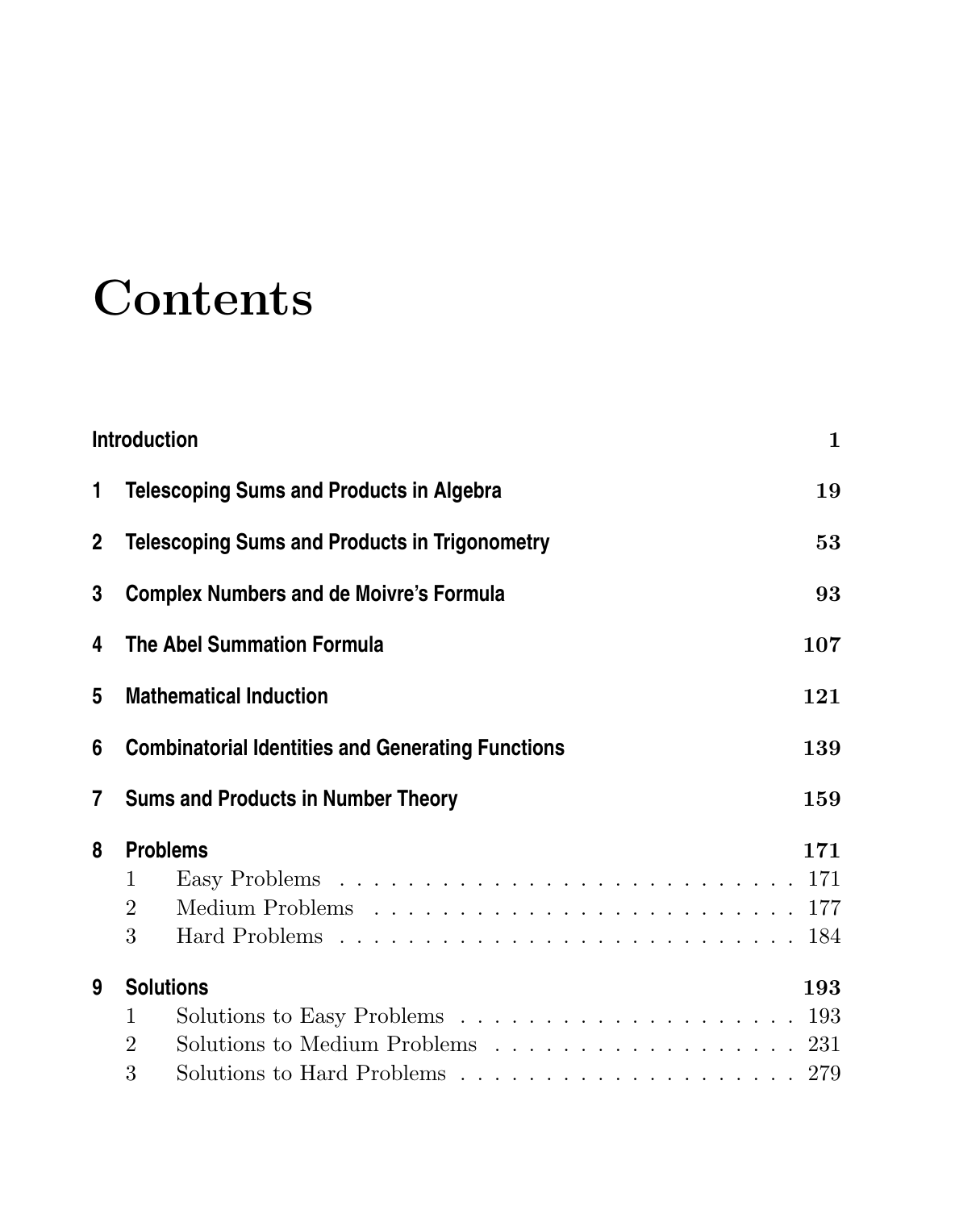# Contents

| | | |
|---|---|---|
| | **Introduction** | **1** |
| **1** | **Telescoping Sums and Products in Algebra** | **19** |
| **2** | **Telescoping Sums and Products in Trigonometry** | **53** |
| **3** | **Complex Numbers and de Moivre's Formula** | **93** |
| **4** | **The Abel Summation Formula** | **107** |
| **5** | **Mathematical Induction** | **121** |
| **6** | **Combinatorial Identities and Generating Functions** | **139** |
| **7** | **Sums and Products in Number Theory** | **159** |
| **8** | **Problems** | **171** |
| | 1 Easy Problems | 171 |
| | 2 Medium Problems | 177 |
| | 3 Hard Problems | 184 |
| **9** | **Solutions** | **193** |
| | 1 Solutions to Easy Problems | 193 |
| | 2 Solutions to Medium Problems | 231 |
| | 3 Solutions to Hard Problems | 279 |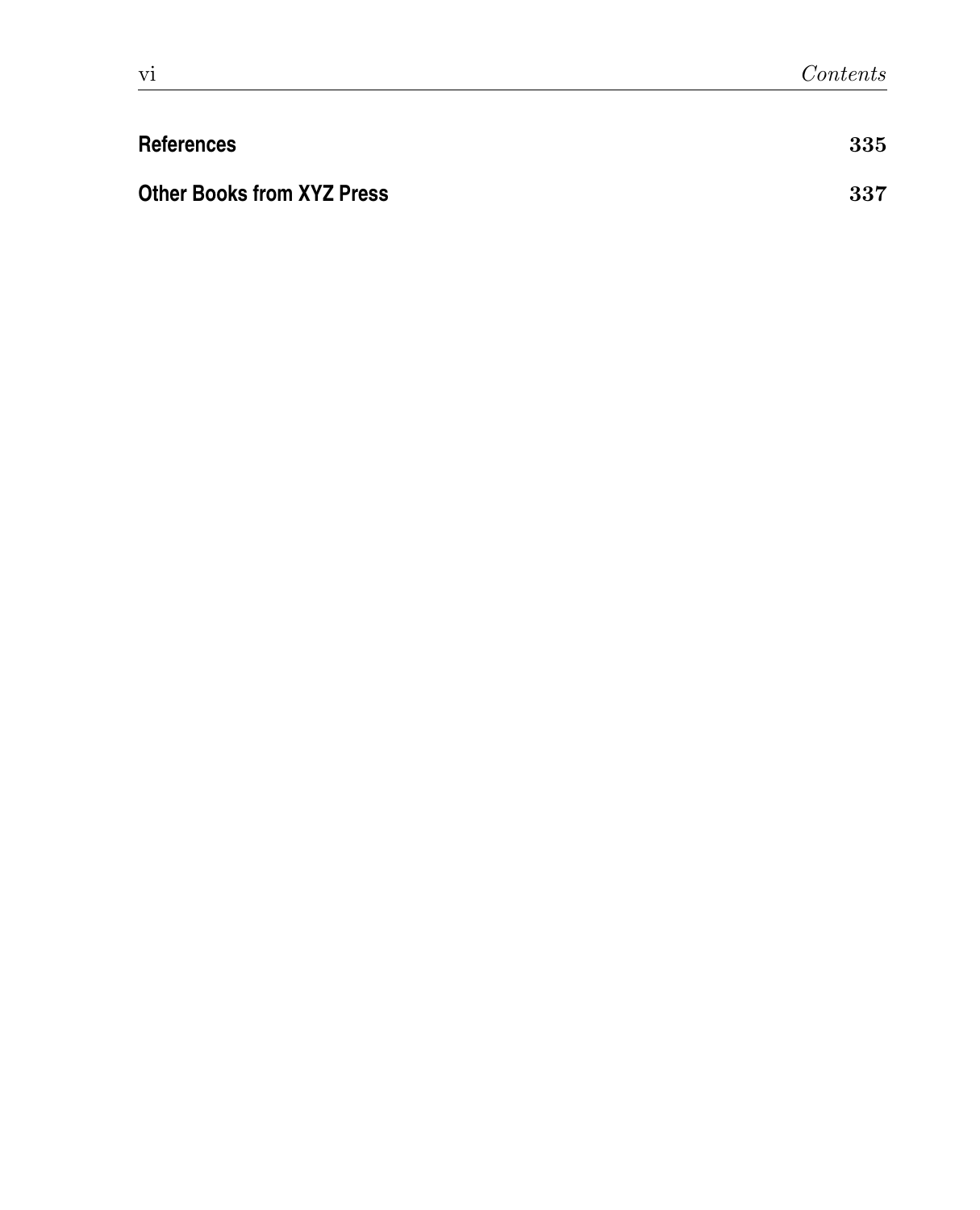**References** **335**

**Other Books from XYZ Press** **337**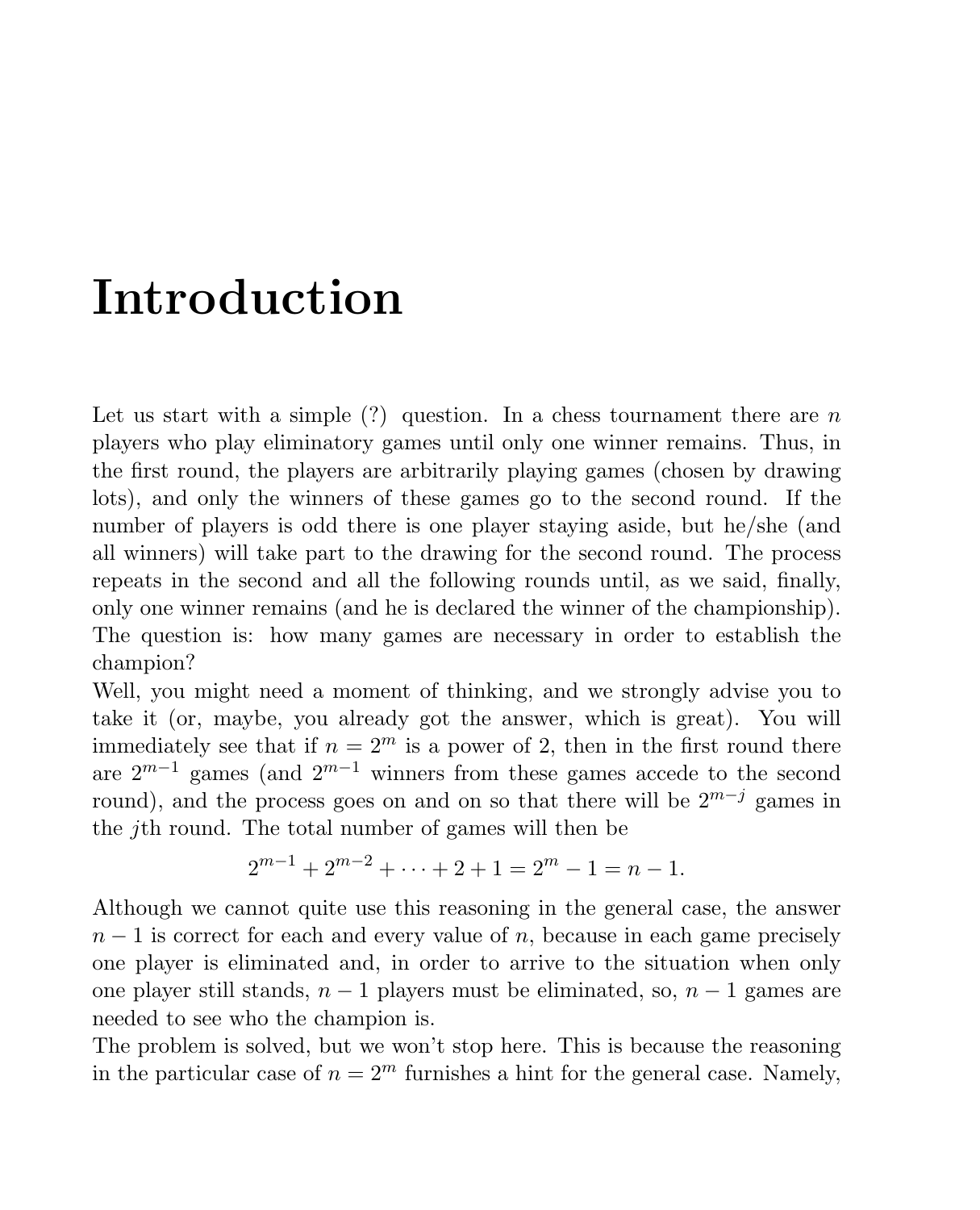# Introduction

Let us start with a simple (?) question. In a chess tournament there are $n$ players who play eliminatory games until only one winner remains. Thus, in the first round, the players are arbitrarily playing games (chosen by drawing lots), and only the winners of these games go to the second round. If the number of players is odd there is one player staying aside, but he/she (and all winners) will take part to the drawing for the second round. The process repeats in the second and all the following rounds until, as we said, finally, only one winner remains (and he is declared the winner of the championship). The question is: how many games are necessary in order to establish the champion?

Well, you might need a moment of thinking, and we strongly advise you to take it (or, maybe, you already got the answer, which is great). You will immediately see that if $n = 2^m$ is a power of 2, then in the first round there are $2^{m-1}$ games (and $2^{m-1}$ winners from these games accede to the second round), and the process goes on and on so that there will be $2^{m-j}$ games in the $j$th round. The total number of games will then be

$$2^{m-1} + 2^{m-2} + \cdots + 2 + 1 = 2^m - 1 = n - 1.$$

Although we cannot quite use this reasoning in the general case, the answer $n - 1$ is correct for each and every value of $n$, because in each game precisely one player is eliminated and, in order to arrive to the situation when only one player still stands, $n - 1$ players must be eliminated, so, $n - 1$ games are needed to see who the champion is.

The problem is solved, but we won't stop here. This is because the reasoning in the particular case of $n = 2^m$ furnishes a hint for the general case. Namely,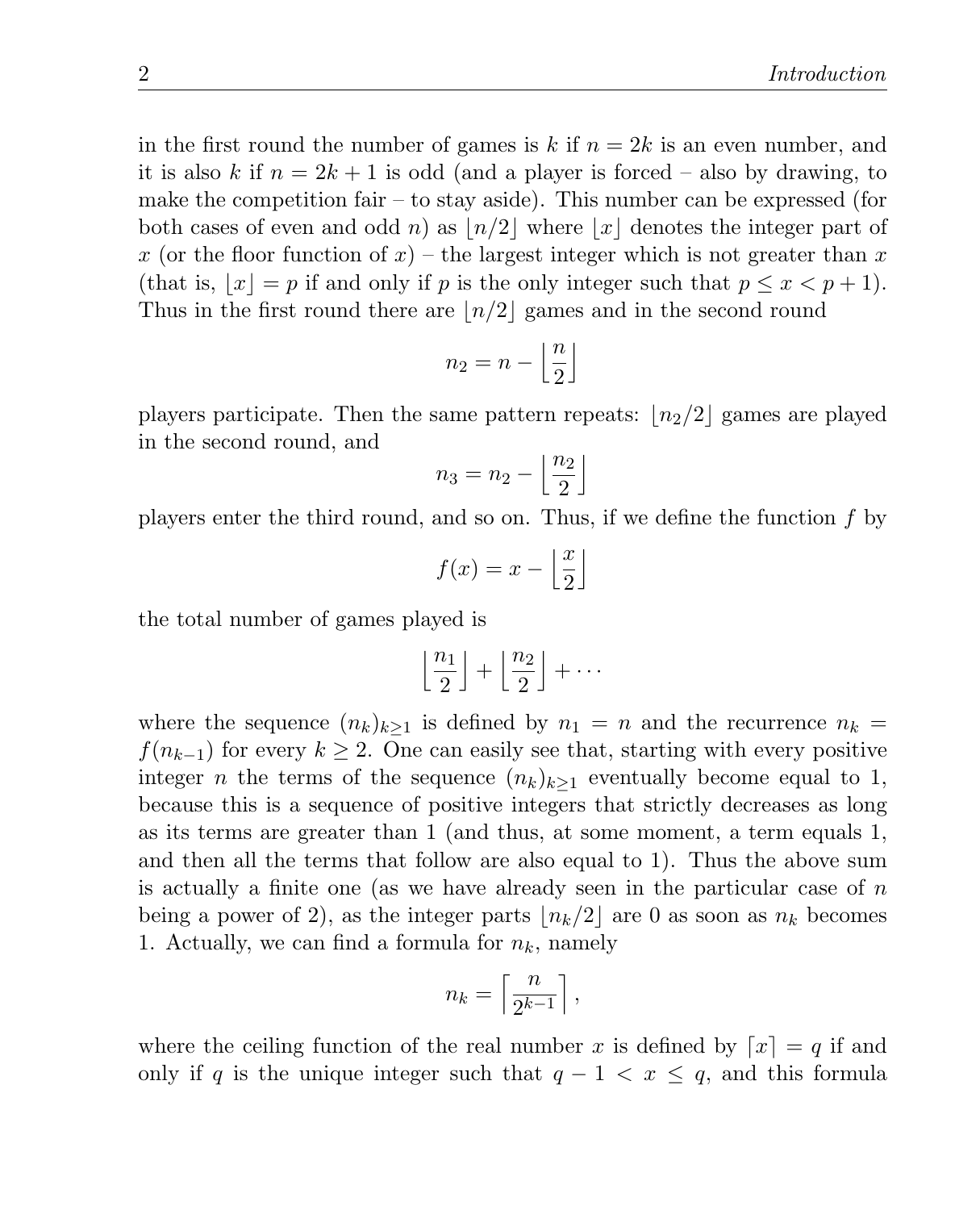in the first round the number of games is $k$ if $n = 2k$ is an even number, and it is also $k$ if $n = 2k + 1$ is odd (and a player is forced – also by drawing, to make the competition fair – to stay aside). This number can be expressed (for both cases of even and odd $n$) as $\lfloor n/2 \rfloor$ where $\lfloor x \rfloor$ denotes the integer part of $x$ (or the floor function of $x$) – the largest integer which is not greater than $x$ (that is, $\lfloor x \rfloor = p$ if and only if $p$ is the only integer such that $p \leq x < p + 1$). Thus in the first round there are $\lfloor n/2 \rfloor$ games and in the second round

$$n_2 = n - \left\lfloor \frac{n}{2} \right\rfloor$$

players participate. Then the same pattern repeats: $\lfloor n_2/2 \rfloor$ games are played in the second round, and

$$n_3 = n_2 - \left\lfloor \frac{n_2}{2} \right\rfloor$$

players enter the third round, and so on. Thus, if we define the function $f$ by

$$f(x) = x - \left\lfloor \frac{x}{2} \right\rfloor$$

the total number of games played is

$$\left\lfloor \frac{n_1}{2} \right\rfloor + \left\lfloor \frac{n_2}{2} \right\rfloor + \cdots$$

where the sequence $(n_k)_{k \geq 1}$ is defined by $n_1 = n$ and the recurrence $n_k = f(n_{k-1})$ for every $k \geq 2$. One can easily see that, starting with every positive integer $n$ the terms of the sequence $(n_k)_{k \geq 1}$ eventually become equal to 1, because this is a sequence of positive integers that strictly decreases as long as its terms are greater than 1 (and thus, at some moment, a term equals 1, and then all the terms that follow are also equal to 1). Thus the above sum is actually a finite one (as we have already seen in the particular case of $n$ being a power of 2), as the integer parts $\lfloor n_k/2 \rfloor$ are 0 as soon as $n_k$ becomes 1. Actually, we can find a formula for $n_k$, namely

$$n_k = \left\lceil \frac{n}{2^{k-1}} \right\rceil,$$

where the ceiling function of the real number $x$ is defined by $\lceil x \rceil = q$ if and only if $q$ is the unique integer such that $q - 1 < x \leq q$, and this formula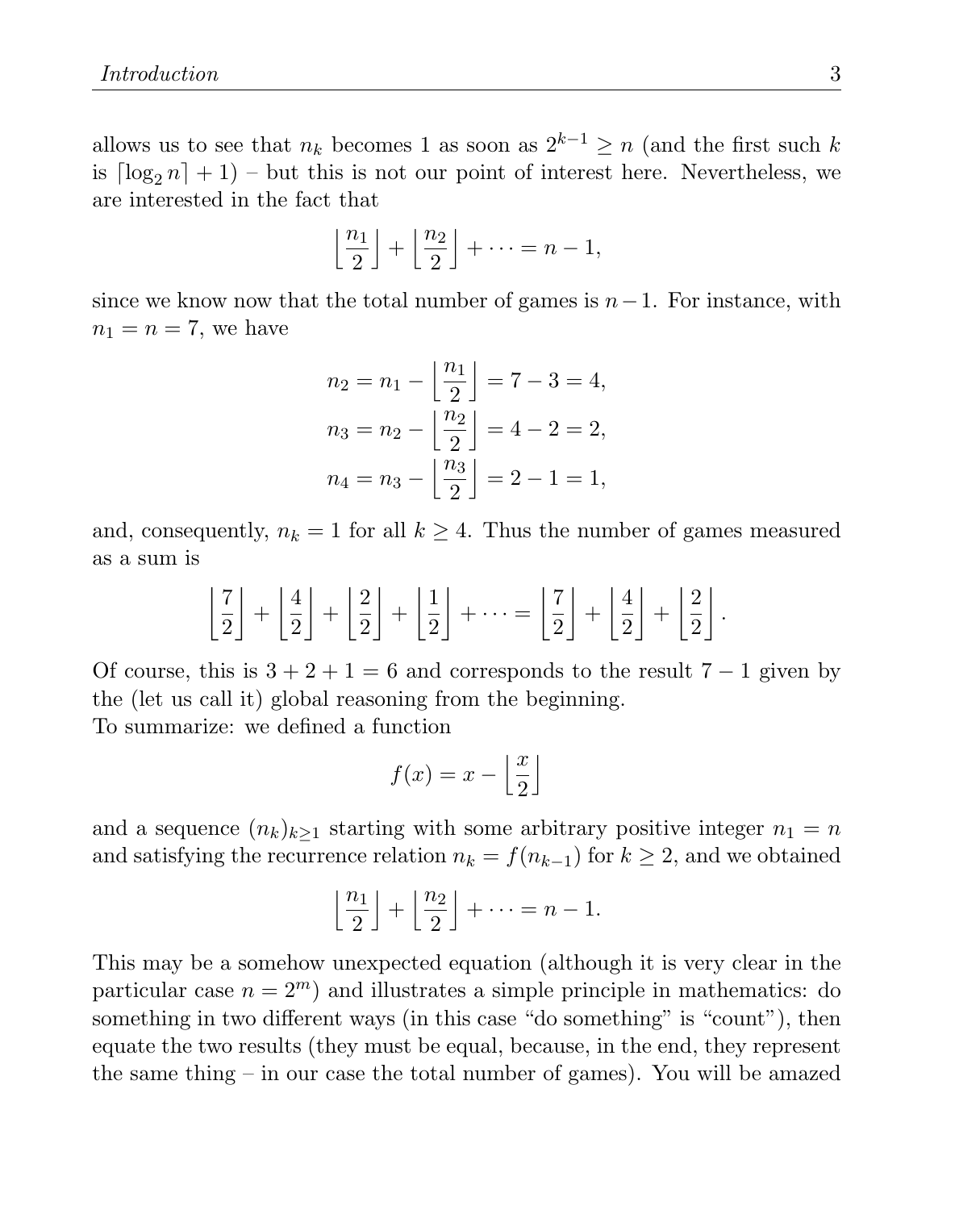allows us to see that $n_k$ becomes 1 as soon as $2^{k-1} \geq n$ (and the first such $k$ is $\lceil \log_2 n \rceil + 1$) – but this is not our point of interest here. Nevertheless, we are interested in the fact that

$$\left\lfloor \frac{n_1}{2} \right\rfloor + \left\lfloor \frac{n_2}{2} \right\rfloor + \cdots = n - 1,$$

since we know now that the total number of games is $n-1$. For instance, with $n_1 = n = 7$, we have

$$\begin{aligned}
n_2 &= n_1 - \left\lfloor \frac{n_1}{2} \right\rfloor = 7 - 3 = 4, \\
n_3 &= n_2 - \left\lfloor \frac{n_2}{2} \right\rfloor = 4 - 2 = 2, \\
n_4 &= n_3 - \left\lfloor \frac{n_3}{2} \right\rfloor = 2 - 1 = 1,
\end{aligned}$$

and, consequently, $n_k = 1$ for all $k \geq 4$. Thus the number of games measured as a sum is

$$\left\lfloor \frac{7}{2} \right\rfloor + \left\lfloor \frac{4}{2} \right\rfloor + \left\lfloor \frac{2}{2} \right\rfloor + \left\lfloor \frac{1}{2} \right\rfloor + \cdots = \left\lfloor \frac{7}{2} \right\rfloor + \left\lfloor \frac{4}{2} \right\rfloor + \left\lfloor \frac{2}{2} \right\rfloor.$$

Of course, this is $3 + 2 + 1 = 6$ and corresponds to the result $7 - 1$ given by the (let us call it) global reasoning from the beginning.
To summarize: we defined a function

$$f(x) = x - \left\lfloor \frac{x}{2} \right\rfloor$$

and a sequence $(n_k)_{k \geq 1}$ starting with some arbitrary positive integer $n_1 = n$ and satisfying the recurrence relation $n_k = f(n_{k-1})$ for $k \geq 2$, and we obtained

$$\left\lfloor \frac{n_1}{2} \right\rfloor + \left\lfloor \frac{n_2}{2} \right\rfloor + \cdots = n - 1.$$

This may be a somehow unexpected equation (although it is very clear in the particular case $n = 2^m$) and illustrates a simple principle in mathematics: do something in two different ways (in this case "do something" is "count"), then equate the two results (they must be equal, because, in the end, they represent the same thing – in our case the total number of games). You will be amazed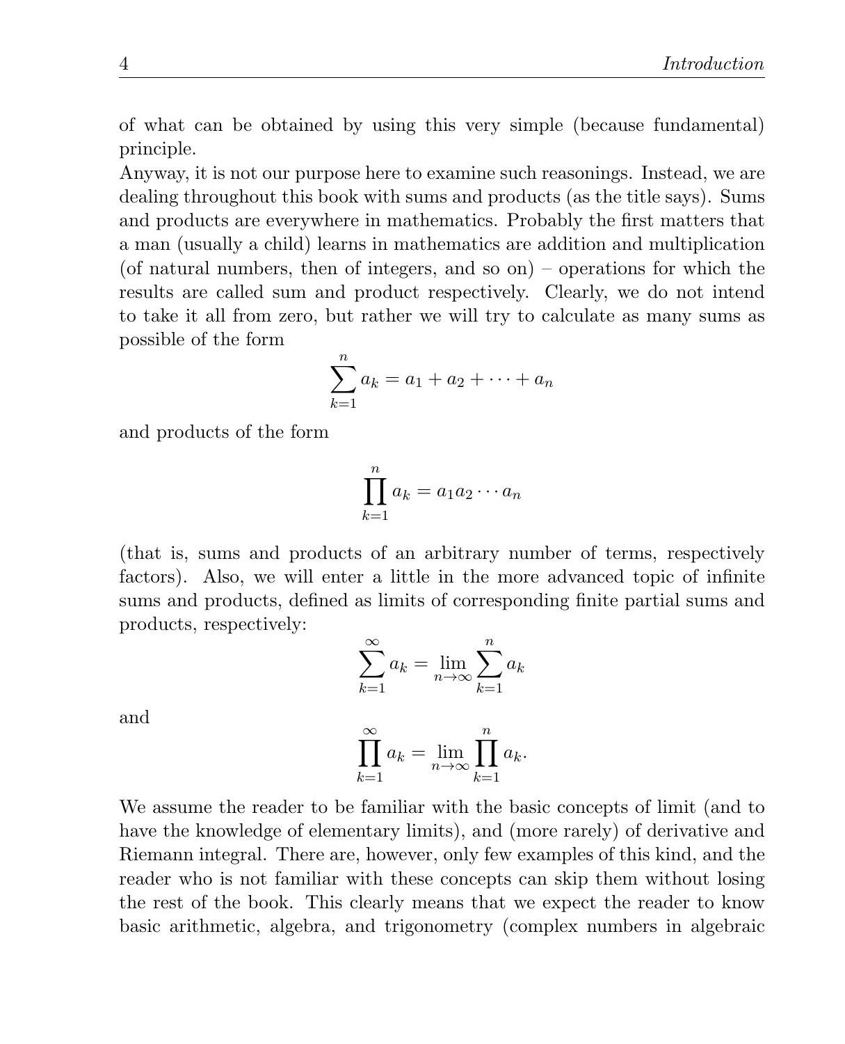of what can be obtained by using this very simple (because fundamental) principle.

Anyway, it is not our purpose here to examine such reasonings. Instead, we are dealing throughout this book with sums and products (as the title says). Sums and products are everywhere in mathematics. Probably the first matters that a man (usually a child) learns in mathematics are addition and multiplication (of natural numbers, then of integers, and so on) – operations for which the results are called sum and product respectively. Clearly, we do not intend to take it all from zero, but rather we will try to calculate as many sums as possible of the form

$$\sum_{k=1}^{n} a_k = a_1 + a_2 + \cdots + a_n$$

and products of the form

$$\prod_{k=1}^{n} a_k = a_1 a_2 \cdots a_n$$

(that is, sums and products of an arbitrary number of terms, respectively factors). Also, we will enter a little in the more advanced topic of infinite sums and products, defined as limits of corresponding finite partial sums and products, respectively:

$$\sum_{k=1}^{\infty} a_k = \lim_{n\to\infty} \sum_{k=1}^{n} a_k$$

and

$$\prod_{k=1}^{\infty} a_k = \lim_{n\to\infty} \prod_{k=1}^{n} a_k.$$

We assume the reader to be familiar with the basic concepts of limit (and to have the knowledge of elementary limits), and (more rarely) of derivative and Riemann integral. There are, however, only few examples of this kind, and the reader who is not familiar with these concepts can skip them without losing the rest of the book. This clearly means that we expect the reader to know basic arithmetic, algebra, and trigonometry (complex numbers in algebraic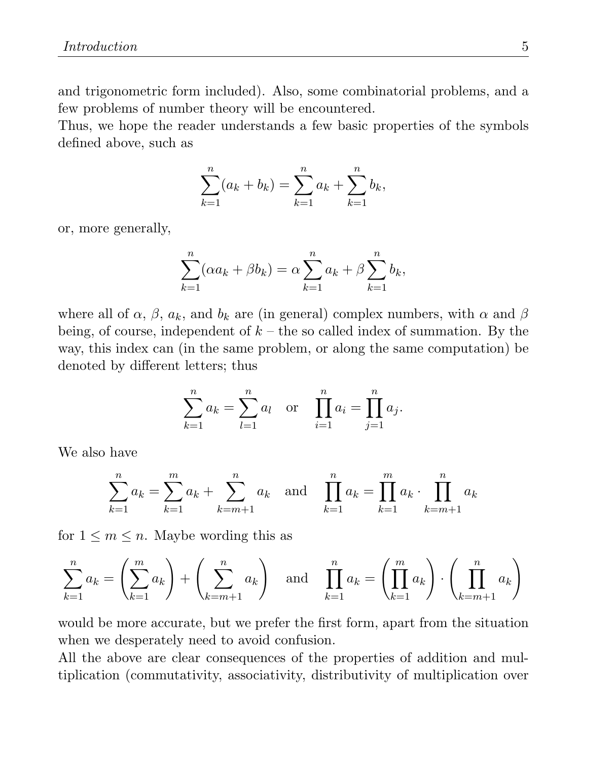and trigonometric form included). Also, some combinatorial problems, and a few problems of number theory will be encountered.
Thus, we hope the reader understands a few basic properties of the symbols defined above, such as

$$\sum_{k=1}^{n}(a_k + b_k) = \sum_{k=1}^{n} a_k + \sum_{k=1}^{n} b_k,$$

or, more generally,

$$\sum_{k=1}^{n}(\alpha a_k + \beta b_k) = \alpha \sum_{k=1}^{n} a_k + \beta \sum_{k=1}^{n} b_k,$$

where all of $\alpha$, $\beta$, $a_k$, and $b_k$ are (in general) complex numbers, with $\alpha$ and $\beta$ being, of course, independent of $k$ – the so called index of summation. By the way, this index can (in the same problem, or along the same computation) be denoted by different letters; thus

$$\sum_{k=1}^{n} a_k = \sum_{l=1}^{n} a_l \quad \text{or} \quad \prod_{i=1}^{n} a_i = \prod_{j=1}^{n} a_j.$$

We also have

$$\sum_{k=1}^{n} a_k = \sum_{k=1}^{m} a_k + \sum_{k=m+1}^{n} a_k \quad \text{and} \quad \prod_{k=1}^{n} a_k = \prod_{k=1}^{m} a_k \cdot \prod_{k=m+1}^{n} a_k$$

for $1 \leq m \leq n$. Maybe wording this as

$$\sum_{k=1}^{n} a_k = \left(\sum_{k=1}^{m} a_k\right) + \left(\sum_{k=m+1}^{n} a_k\right) \quad \text{and} \quad \prod_{k=1}^{n} a_k = \left(\prod_{k=1}^{m} a_k\right) \cdot \left(\prod_{k=m+1}^{n} a_k\right)$$

would be more accurate, but we prefer the first form, apart from the situation when we desperately need to avoid confusion.
All the above are clear consequences of the properties of addition and multiplication (commutativity, associativity, distributivity of multiplication over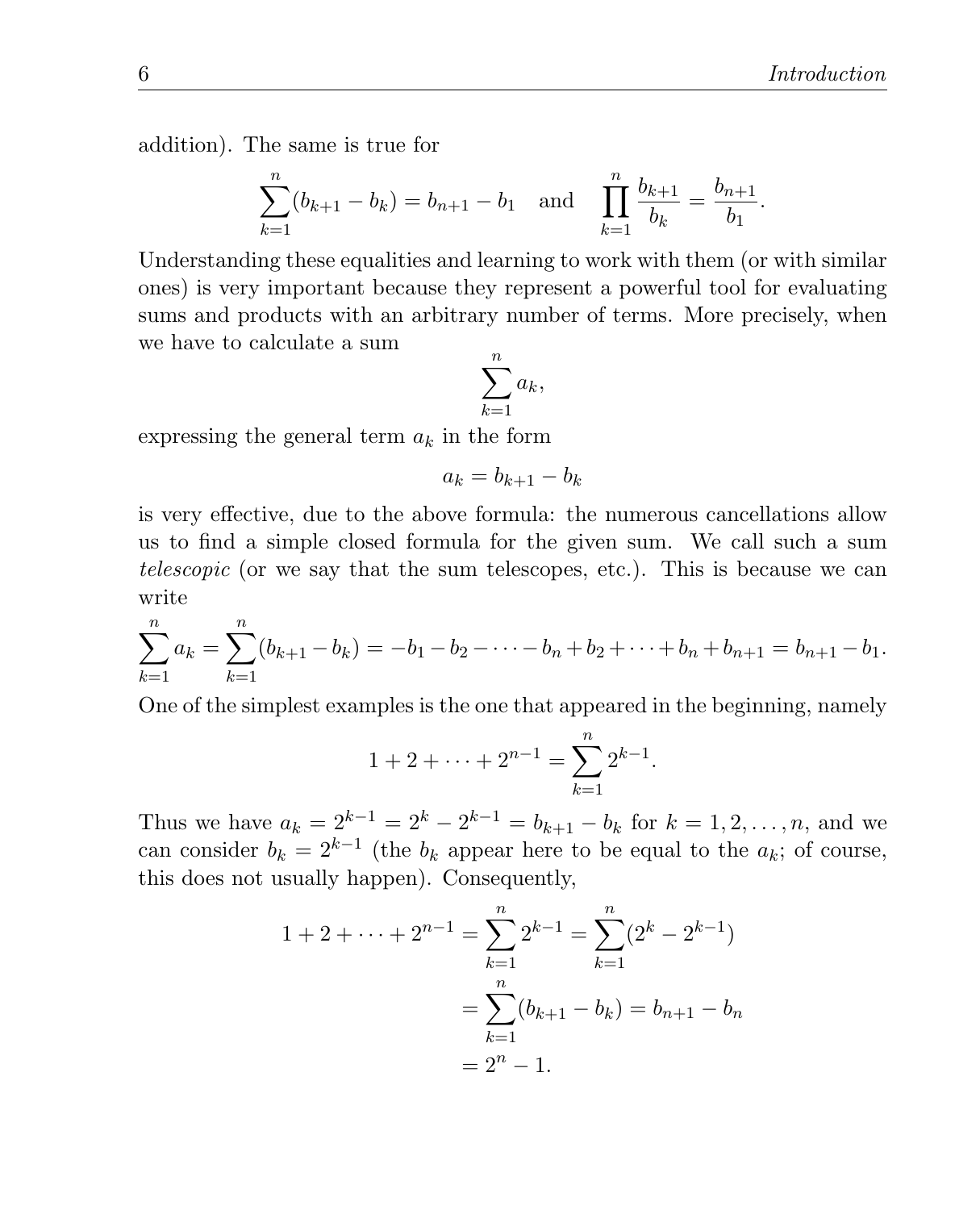addition). The same is true for

$$\sum_{k=1}^{n}(b_{k+1} - b_k) = b_{n+1} - b_1 \quad \text{and} \quad \prod_{k=1}^{n} \frac{b_{k+1}}{b_k} = \frac{b_{n+1}}{b_1}.$$

Understanding these equalities and learning to work with them (or with similar ones) is very important because they represent a powerful tool for evaluating sums and products with an arbitrary number of terms. More precisely, when we have to calculate a sum

$$\sum_{k=1}^{n} a_k,$$

expressing the general term $a_k$ in the form

$$a_k = b_{k+1} - b_k$$

is very effective, due to the above formula: the numerous cancellations allow us to find a simple closed formula for the given sum. We call such a sum *telescopic* (or we say that the sum telescopes, etc.). This is because we can write

$$\sum_{k=1}^{n} a_k = \sum_{k=1}^{n}(b_{k+1} - b_k) = -b_1 - b_2 - \cdots - b_n + b_2 + \cdots + b_n + b_{n+1} = b_{n+1} - b_1.$$

One of the simplest examples is the one that appeared in the beginning, namely

$$1 + 2 + \cdots + 2^{n-1} = \sum_{k=1}^{n} 2^{k-1}.$$

Thus we have $a_k = 2^{k-1} = 2^k - 2^{k-1} = b_{k+1} - b_k$ for $k = 1, 2, \ldots, n$, and we can consider $b_k = 2^{k-1}$ (the $b_k$ appear here to be equal to the $a_k$; of course, this does not usually happen). Consequently,

$$\begin{aligned} 1 + 2 + \cdots + 2^{n-1} &= \sum_{k=1}^{n} 2^{k-1} = \sum_{k=1}^{n}(2^k - 2^{k-1}) \\ &= \sum_{k=1}^{n}(b_{k+1} - b_k) = b_{n+1} - b_n \\ &= 2^n - 1. \end{aligned}$$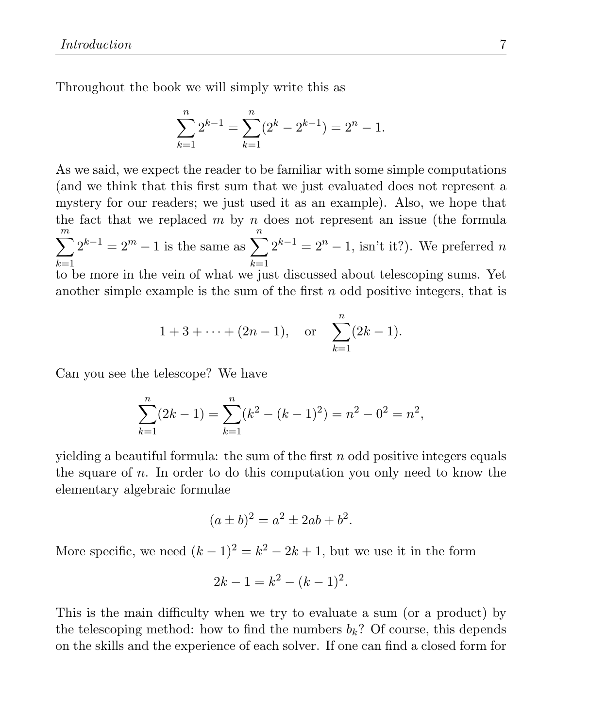Throughout the book we will simply write this as

$$\sum_{k=1}^{n} 2^{k-1} = \sum_{k=1}^{n} (2^k - 2^{k-1}) = 2^n - 1.$$

As we said, we expect the reader to be familiar with some simple computations (and we think that this first sum that we just evaluated does not represent a mystery for our readers; we just used it as an example). Also, we hope that the fact that we replaced $m$ by $n$ does not represent an issue (the formula $\sum_{k=1}^{m} 2^{k-1} = 2^m - 1$ is the same as $\sum_{k=1}^{n} 2^{k-1} = 2^n - 1$, isn't it?). We preferred $n$ to be more in the vein of what we just discussed about telescoping sums. Yet another simple example is the sum of the first $n$ odd positive integers, that is

$$1 + 3 + \cdots + (2n-1), \quad \text{or} \quad \sum_{k=1}^{n} (2k-1).$$

Can you see the telescope? We have

$$\sum_{k=1}^{n} (2k-1) = \sum_{k=1}^{n} (k^2 - (k-1)^2) = n^2 - 0^2 = n^2,$$

yielding a beautiful formula: the sum of the first $n$ odd positive integers equals the square of $n$. In order to do this computation you only need to know the elementary algebraic formulae

$$(a \pm b)^2 = a^2 \pm 2ab + b^2.$$

More specific, we need $(k-1)^2 = k^2 - 2k + 1$, but we use it in the form

$$2k - 1 = k^2 - (k-1)^2.$$

This is the main difficulty when we try to evaluate a sum (or a product) by the telescoping method: how to find the numbers $b_k$? Of course, this depends on the skills and the experience of each solver. If one can find a closed form for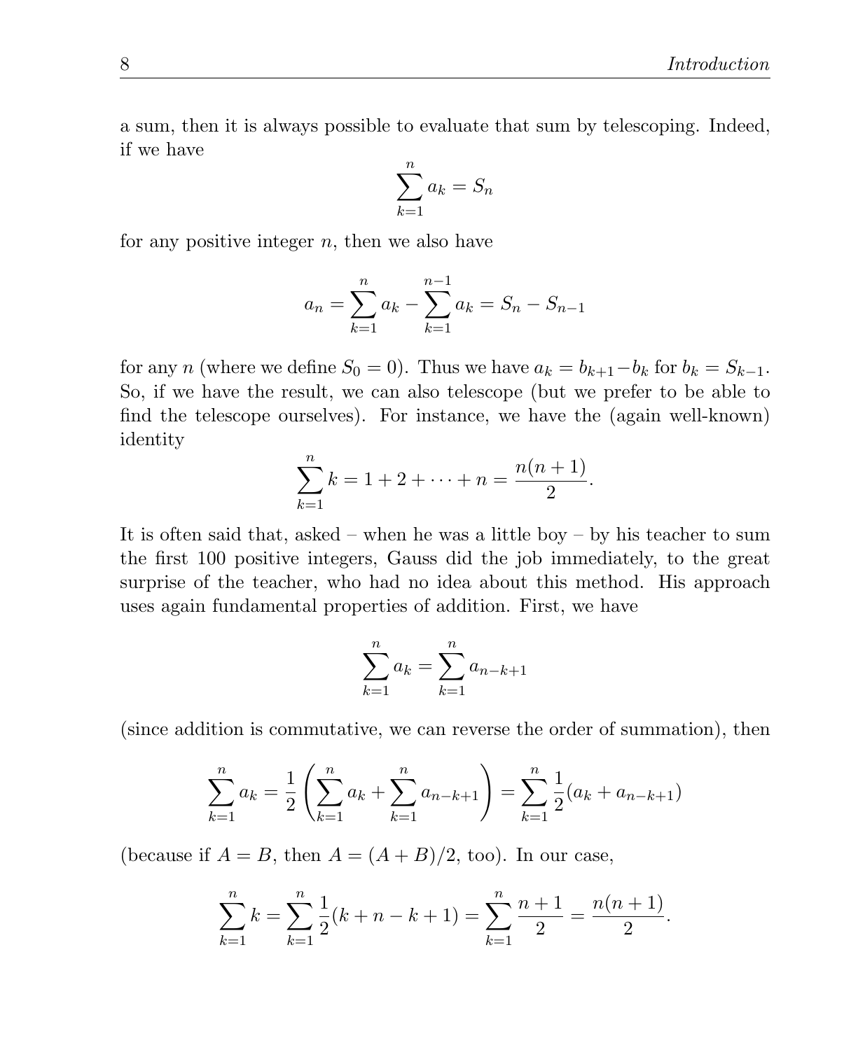a sum, then it is always possible to evaluate that sum by telescoping. Indeed, if we have

$$\sum_{k=1}^{n} a_k = S_n$$

for any positive integer $n$, then we also have

$$a_n = \sum_{k=1}^{n} a_k - \sum_{k=1}^{n-1} a_k = S_n - S_{n-1}$$

for any $n$ (where we define $S_0 = 0$). Thus we have $a_k = b_{k+1} - b_k$ for $b_k = S_{k-1}$. So, if we have the result, we can also telescope (but we prefer to be able to find the telescope ourselves). For instance, we have the (again well-known) identity

$$\sum_{k=1}^{n} k = 1 + 2 + \cdots + n = \frac{n(n+1)}{2}.$$

It is often said that, asked – when he was a little boy – by his teacher to sum the first 100 positive integers, Gauss did the job immediately, to the great surprise of the teacher, who had no idea about this method. His approach uses again fundamental properties of addition. First, we have

$$\sum_{k=1}^{n} a_k = \sum_{k=1}^{n} a_{n-k+1}$$

(since addition is commutative, we can reverse the order of summation), then

$$\sum_{k=1}^{n} a_k = \frac{1}{2}\left(\sum_{k=1}^{n} a_k + \sum_{k=1}^{n} a_{n-k+1}\right) = \sum_{k=1}^{n} \frac{1}{2}(a_k + a_{n-k+1})$$

(because if $A = B$, then $A = (A + B)/2$, too). In our case,

$$\sum_{k=1}^{n} k = \sum_{k=1}^{n} \frac{1}{2}(k + n - k + 1) = \sum_{k=1}^{n} \frac{n+1}{2} = \frac{n(n+1)}{2}.$$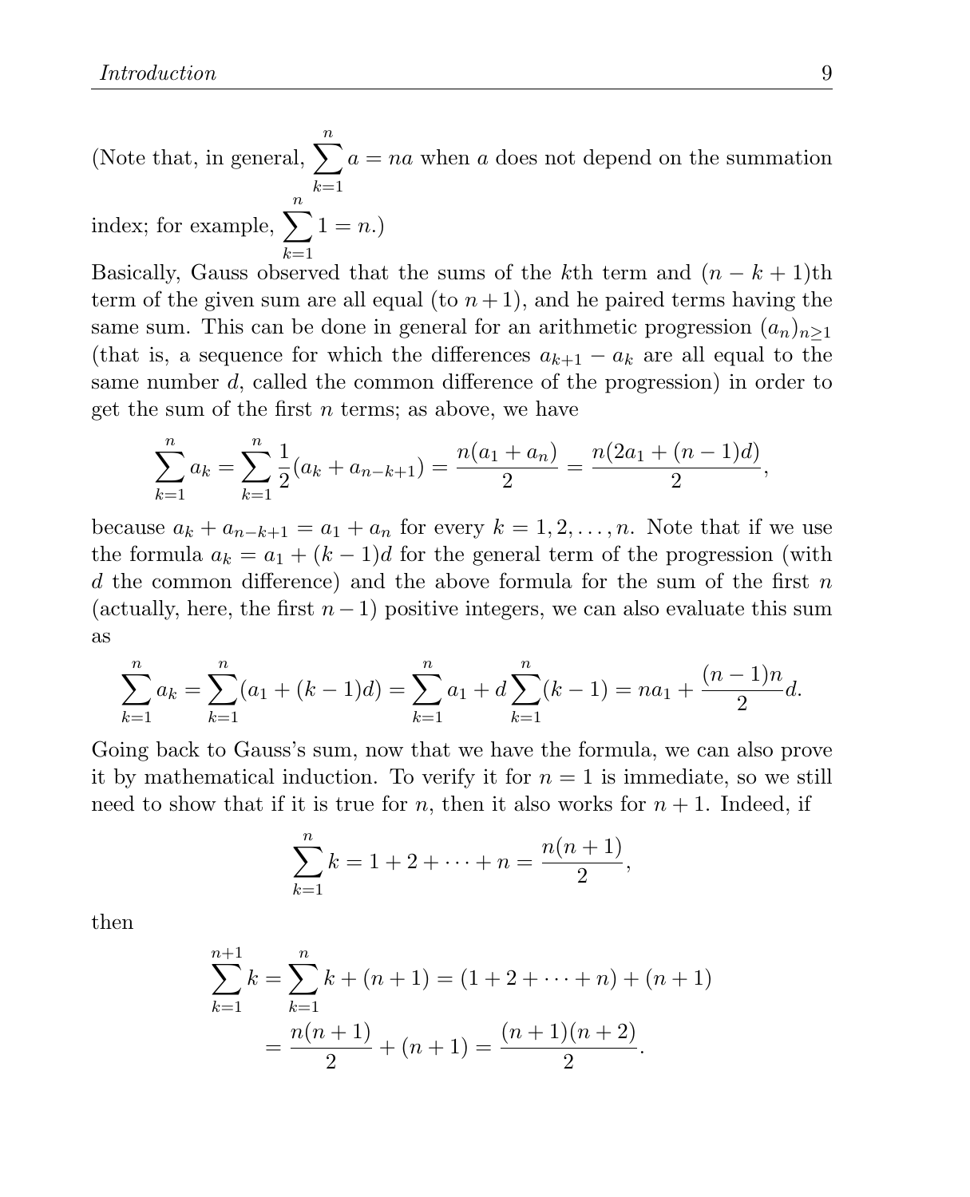(Note that, in general, $\sum_{k=1}^{n} a = na$ when $a$ does not depend on the summation index; for example, $\sum_{k=1}^{n} 1 = n$.)

Basically, Gauss observed that the sums of the $k$th term and $(n-k+1)$th term of the given sum are all equal (to $n+1$), and he paired terms having the same sum. This can be done in general for an arithmetic progression $(a_n)_{n\geq 1}$ (that is, a sequence for which the differences $a_{k+1} - a_k$ are all equal to the same number $d$, called the common difference of the progression) in order to get the sum of the first $n$ terms; as above, we have

$$\sum_{k=1}^{n} a_k = \sum_{k=1}^{n} \frac{1}{2}(a_k + a_{n-k+1}) = \frac{n(a_1 + a_n)}{2} = \frac{n(2a_1 + (n-1)d)}{2},$$

because $a_k + a_{n-k+1} = a_1 + a_n$ for every $k = 1, 2, \ldots, n$. Note that if we use the formula $a_k = a_1 + (k-1)d$ for the general term of the progression (with $d$ the common difference) and the above formula for the sum of the first $n$ (actually, here, the first $n-1$) positive integers, we can also evaluate this sum as

$$\sum_{k=1}^{n} a_k = \sum_{k=1}^{n} (a_1 + (k-1)d) = \sum_{k=1}^{n} a_1 + d\sum_{k=1}^{n} (k-1) = na_1 + \frac{(n-1)n}{2}d.$$

Going back to Gauss's sum, now that we have the formula, we can also prove it by mathematical induction. To verify it for $n = 1$ is immediate, so we still need to show that if it is true for $n$, then it also works for $n+1$. Indeed, if

$$\sum_{k=1}^{n} k = 1 + 2 + \cdots + n = \frac{n(n+1)}{2},$$

then

$$\begin{aligned}\sum_{k=1}^{n+1} k &= \sum_{k=1}^{n} k + (n+1) = (1 + 2 + \cdots + n) + (n+1) \\ &= \frac{n(n+1)}{2} + (n+1) = \frac{(n+1)(n+2)}{2}.\end{aligned}$$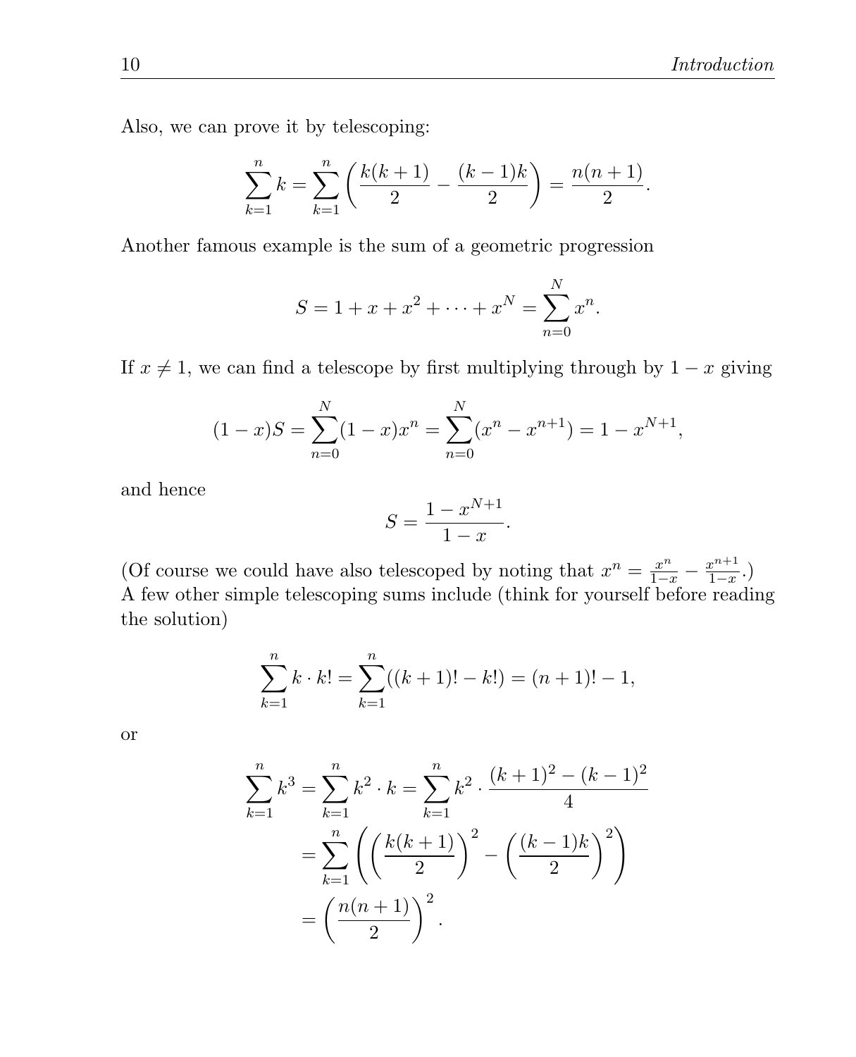Also, we can prove it by telescoping:

$$\sum_{k=1}^{n} k = \sum_{k=1}^{n} \left( \frac{k(k+1)}{2} - \frac{(k-1)k}{2} \right) = \frac{n(n+1)}{2}.$$

Another famous example is the sum of a geometric progression

$$S = 1 + x + x^2 + \cdots + x^N = \sum_{n=0}^{N} x^n.$$

If $x \neq 1$, we can find a telescope by first multiplying through by $1 - x$ giving

$$(1-x)S = \sum_{n=0}^{N} (1-x)x^n = \sum_{n=0}^{N} (x^n - x^{n+1}) = 1 - x^{N+1},$$

and hence

$$S = \frac{1 - x^{N+1}}{1 - x}.$$

(Of course we could have also telescoped by noting that $x^n = \frac{x^n}{1-x} - \frac{x^{n+1}}{1-x}$.) A few other simple telescoping sums include (think for yourself before reading the solution)

$$\sum_{k=1}^{n} k \cdot k! = \sum_{k=1}^{n} ((k+1)! - k!) = (n+1)! - 1,$$

or

$$\begin{aligned}
\sum_{k=1}^{n} k^3 = \sum_{k=1}^{n} k^2 \cdot k &= \sum_{k=1}^{n} k^2 \cdot \frac{(k+1)^2 - (k-1)^2}{4} \\
&= \sum_{k=1}^{n} \left( \left( \frac{k(k+1)}{2} \right)^2 - \left( \frac{(k-1)k}{2} \right)^2 \right) \\
&= \left( \frac{n(n+1)}{2} \right)^2.
\end{aligned}$$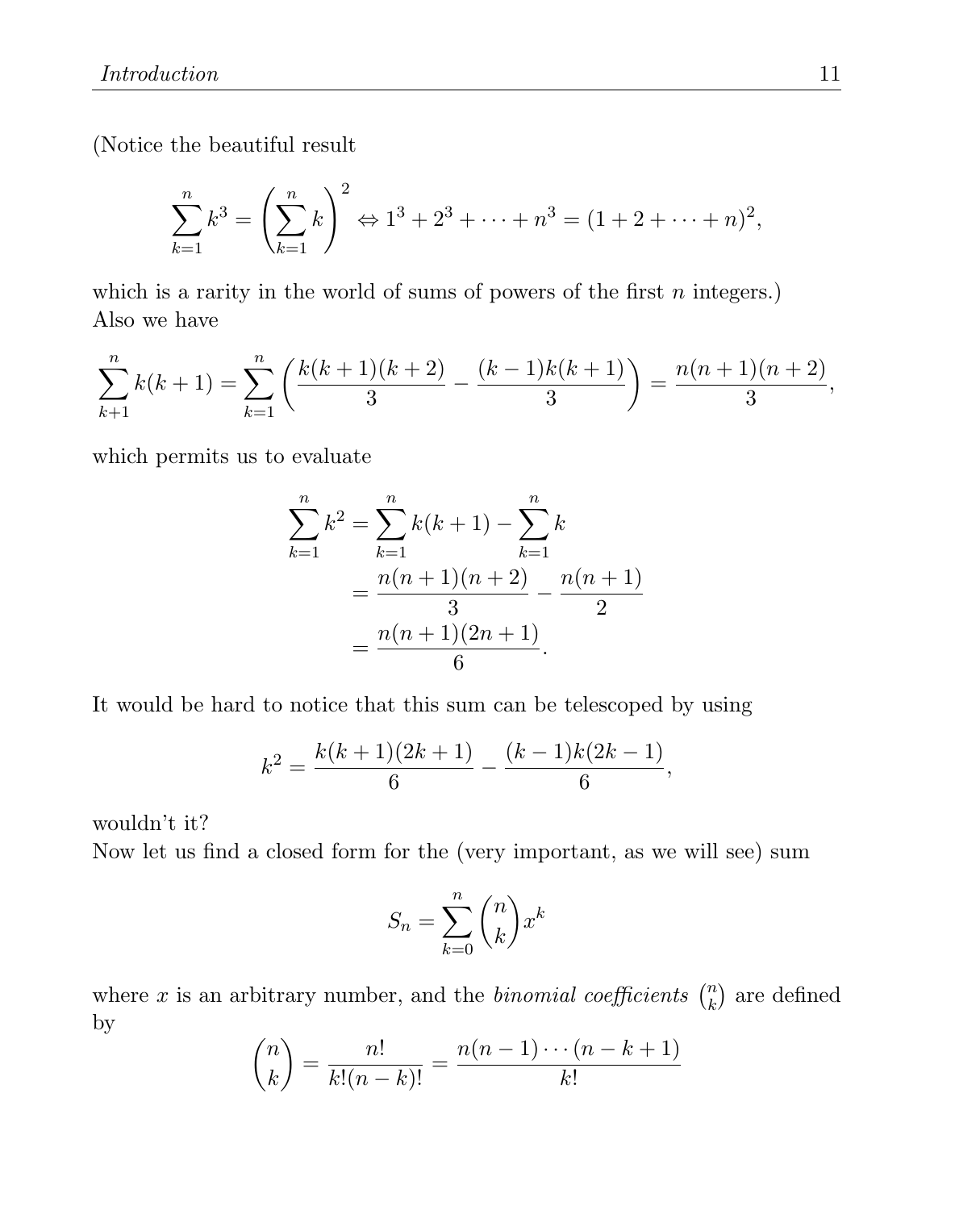(Notice the beautiful result

$$\sum_{k=1}^{n} k^3 = \left( \sum_{k=1}^{n} k \right)^2 \Leftrightarrow 1^3 + 2^3 + \cdots + n^3 = (1 + 2 + \cdots + n)^2,$$

which is a rarity in the world of sums of powers of the first $n$ integers.)
Also we have

$$\sum_{k+1}^{n} k(k+1) = \sum_{k=1}^{n} \left( \frac{k(k+1)(k+2)}{3} - \frac{(k-1)k(k+1)}{3} \right) = \frac{n(n+1)(n+2)}{3},$$

which permits us to evaluate

$$\begin{aligned}
\sum_{k=1}^{n} k^2 &= \sum_{k=1}^{n} k(k+1) - \sum_{k=1}^{n} k \\
&= \frac{n(n+1)(n+2)}{3} - \frac{n(n+1)}{2} \\
&= \frac{n(n+1)(2n+1)}{6}.
\end{aligned}$$

It would be hard to notice that this sum can be telescoped by using

$$k^2 = \frac{k(k+1)(2k+1)}{6} - \frac{(k-1)k(2k-1)}{6},$$

wouldn't it?
Now let us find a closed form for the (very important, as we will see) sum

$$S_n = \sum_{k=0}^{n} \binom{n}{k} x^k$$

where $x$ is an arbitrary number, and the *binomial coefficients* $\binom{n}{k}$ are defined by

$$\binom{n}{k} = \frac{n!}{k!(n-k)!} = \frac{n(n-1)\cdots(n-k+1)}{k!}$$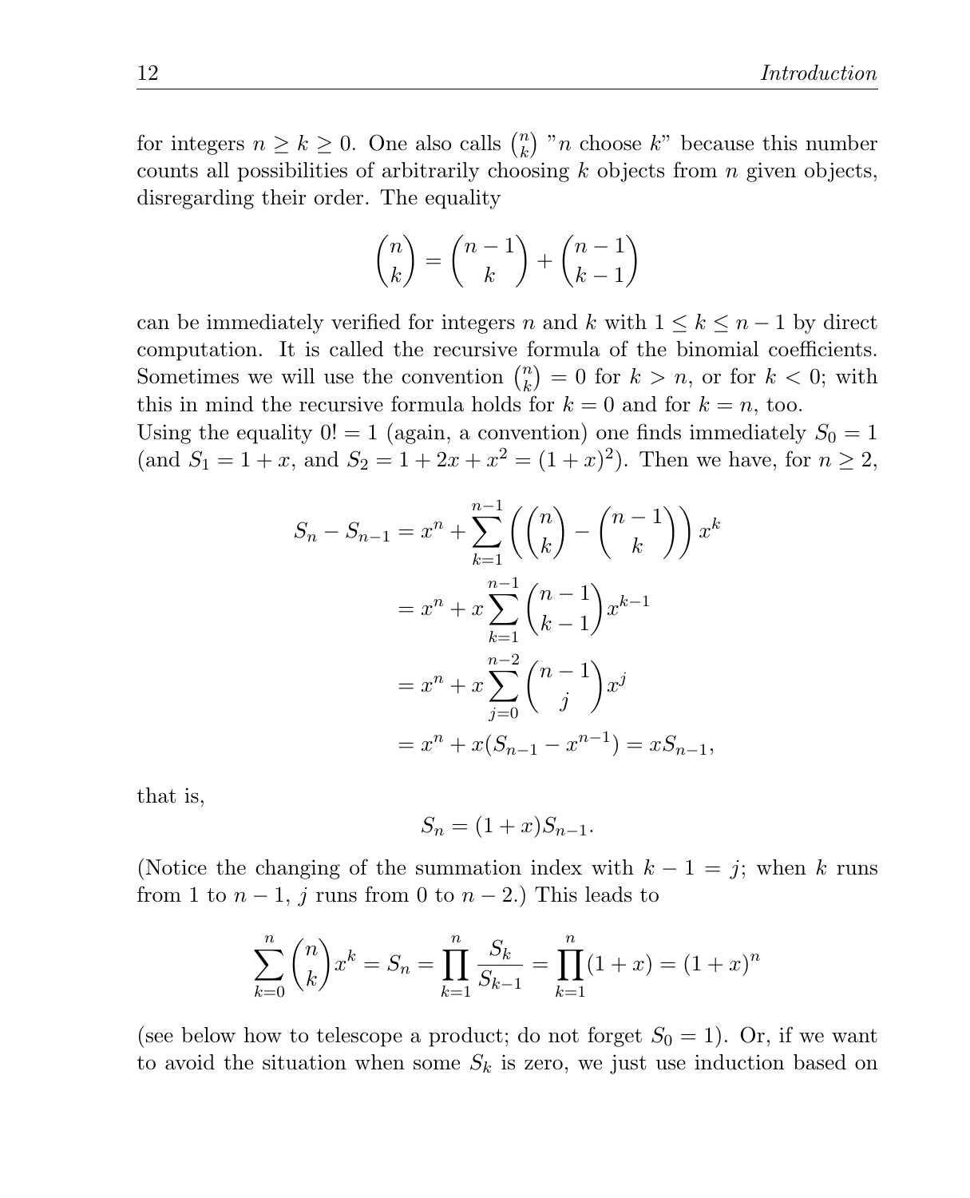for integers $n \geq k \geq 0$. One also calls $\binom{n}{k}$ "$n$ choose $k$" because this number counts all possibilities of arbitrarily choosing $k$ objects from $n$ given objects, disregarding their order. The equality

$$\binom{n}{k} = \binom{n-1}{k} + \binom{n-1}{k-1}$$

can be immediately verified for integers $n$ and $k$ with $1 \leq k \leq n-1$ by direct computation. It is called the recursive formula of the binomial coefficients. Sometimes we will use the convention $\binom{n}{k} = 0$ for $k > n$, or for $k < 0$; with this in mind the recursive formula holds for $k = 0$ and for $k = n$, too.
Using the equality $0! = 1$ (again, a convention) one finds immediately $S_0 = 1$ (and $S_1 = 1 + x$, and $S_2 = 1 + 2x + x^2 = (1+x)^2$). Then we have, for $n \geq 2$,

$$\begin{aligned}
S_n - S_{n-1} &= x^n + \sum_{k=1}^{n-1} \left( \binom{n}{k} - \binom{n-1}{k} \right) x^k \\
&= x^n + x \sum_{k=1}^{n-1} \binom{n-1}{k-1} x^{k-1} \\
&= x^n + x \sum_{j=0}^{n-2} \binom{n-1}{j} x^j \\
&= x^n + x(S_{n-1} - x^{n-1}) = xS_{n-1},
\end{aligned}$$

that is,

$$S_n = (1+x)S_{n-1}.$$

(Notice the changing of the summation index with $k - 1 = j$; when $k$ runs from 1 to $n-1$, $j$ runs from 0 to $n-2$.) This leads to

$$\sum_{k=0}^{n} \binom{n}{k} x^k = S_n = \prod_{k=1}^{n} \frac{S_k}{S_{k-1}} = \prod_{k=1}^{n} (1+x) = (1+x)^n$$

(see below how to telescope a product; do not forget $S_0 = 1$). Or, if we want to avoid the situation when some $S_k$ is zero, we just use induction based on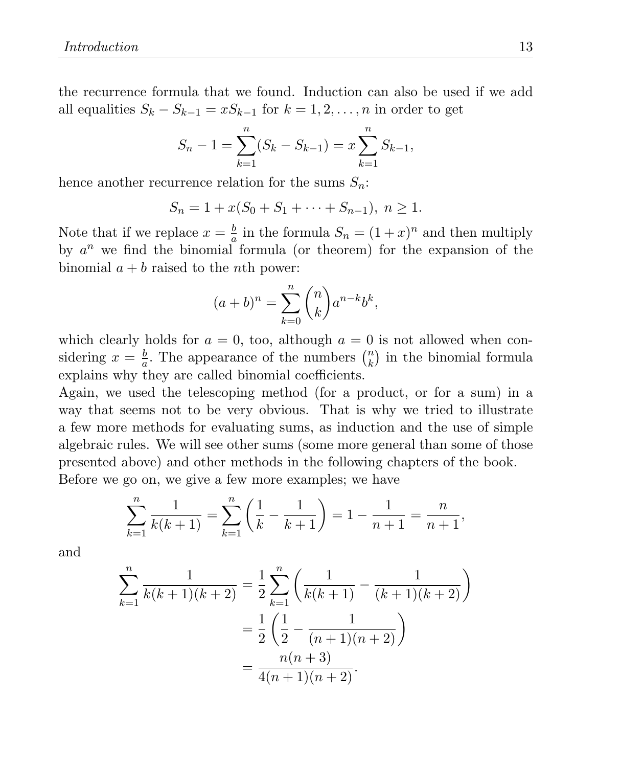the recurrence formula that we found. Induction can also be used if we add all equalities $S_k - S_{k-1} = xS_{k-1}$ for $k = 1, 2, \ldots, n$ in order to get

$$S_n - 1 = \sum_{k=1}^{n}(S_k - S_{k-1}) = x\sum_{k=1}^{n} S_{k-1},$$

hence another recurrence relation for the sums $S_n$:

$$S_n = 1 + x(S_0 + S_1 + \cdots + S_{n-1}),\ n \geq 1.$$

Note that if we replace $x = \frac{b}{a}$ in the formula $S_n = (1+x)^n$ and then multiply by $a^n$ we find the binomial formula (or theorem) for the expansion of the binomial $a + b$ raised to the $n$th power:

$$(a+b)^n = \sum_{k=0}^{n}\binom{n}{k}a^{n-k}b^k,$$

which clearly holds for $a = 0$, too, although $a = 0$ is not allowed when considering $x = \frac{b}{a}$. The appearance of the numbers $\binom{n}{k}$ in the binomial formula explains why they are called binomial coefficients.

Again, we used the telescoping method (for a product, or for a sum) in a way that seems not to be very obvious. That is why we tried to illustrate a few more methods for evaluating sums, as induction and the use of simple algebraic rules. We will see other sums (some more general than some of those presented above) and other methods in the following chapters of the book.

Before we go on, we give a few more examples; we have

$$\sum_{k=1}^{n}\frac{1}{k(k+1)} = \sum_{k=1}^{n}\left(\frac{1}{k} - \frac{1}{k+1}\right) = 1 - \frac{1}{n+1} = \frac{n}{n+1},$$

and

$$\begin{aligned}
\sum_{k=1}^{n}\frac{1}{k(k+1)(k+2)} &= \frac{1}{2}\sum_{k=1}^{n}\left(\frac{1}{k(k+1)} - \frac{1}{(k+1)(k+2)}\right) \\
&= \frac{1}{2}\left(\frac{1}{2} - \frac{1}{(n+1)(n+2)}\right) \\
&= \frac{n(n+3)}{4(n+1)(n+2)}.
\end{aligned}$$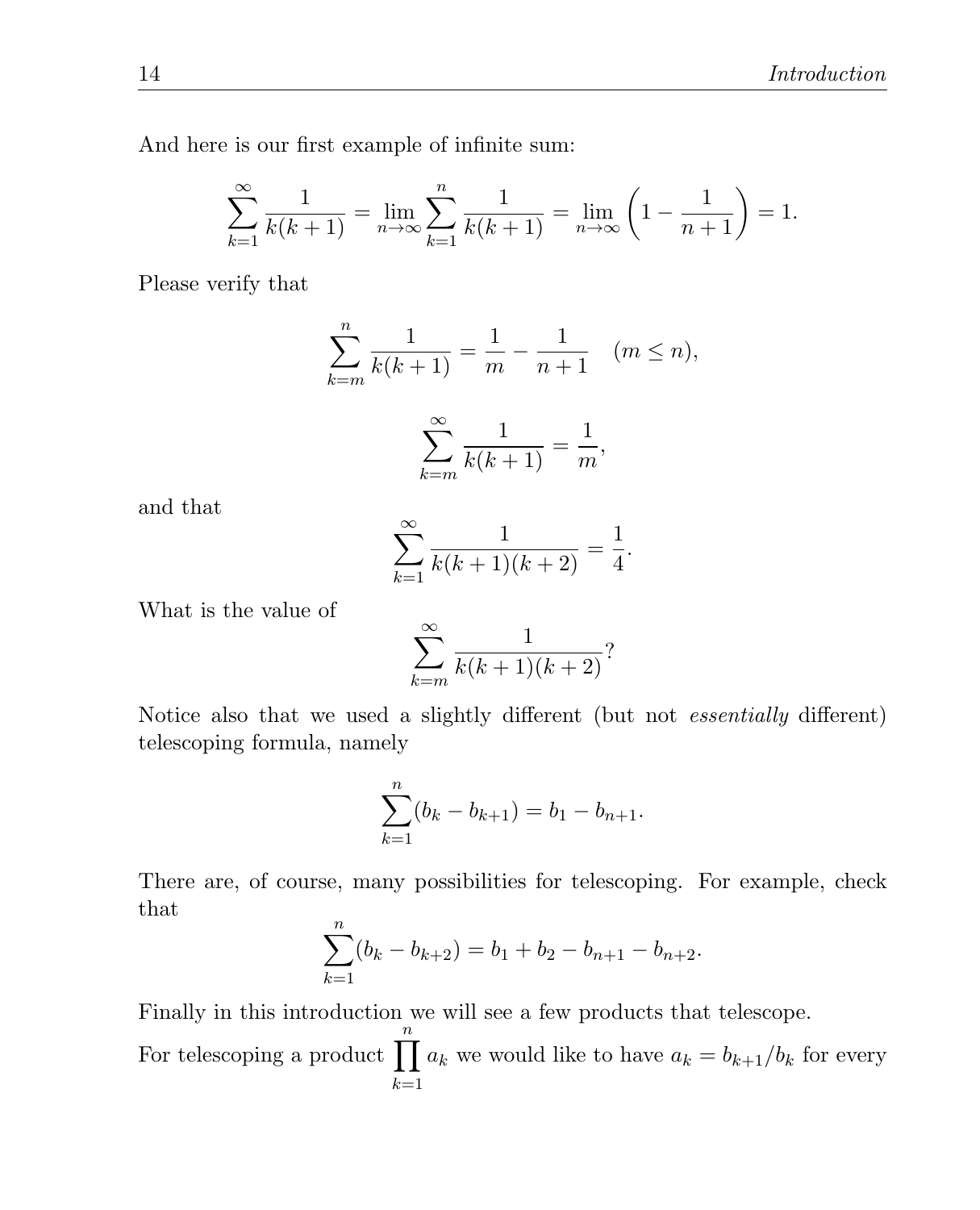And here is our first example of infinite sum:

$$\sum_{k=1}^{\infty} \frac{1}{k(k+1)} = \lim_{n\to\infty} \sum_{k=1}^{n} \frac{1}{k(k+1)} = \lim_{n\to\infty} \left(1 - \frac{1}{n+1}\right) = 1.$$

Please verify that

$$\sum_{k=m}^{n} \frac{1}{k(k+1)} = \frac{1}{m} - \frac{1}{n+1} \quad (m \le n),$$

$$\sum_{k=m}^{\infty} \frac{1}{k(k+1)} = \frac{1}{m},$$

and that

$$\sum_{k=1}^{\infty} \frac{1}{k(k+1)(k+2)} = \frac{1}{4}.$$

What is the value of

$$\sum_{k=m}^{\infty} \frac{1}{k(k+1)(k+2)}?$$

Notice also that we used a slightly different (but not *essentially* different) telescoping formula, namely

$$\sum_{k=1}^{n} (b_k - b_{k+1}) = b_1 - b_{n+1}.$$

There are, of course, many possibilities for telescoping. For example, check that

$$\sum_{k=1}^{n} (b_k - b_{k+2}) = b_1 + b_2 - b_{n+1} - b_{n+2}.$$

Finally in this introduction we will see a few products that telescope.

For telescoping a product $\prod_{k=1}^{n} a_k$ we would like to have $a_k = b_{k+1}/b_k$ for every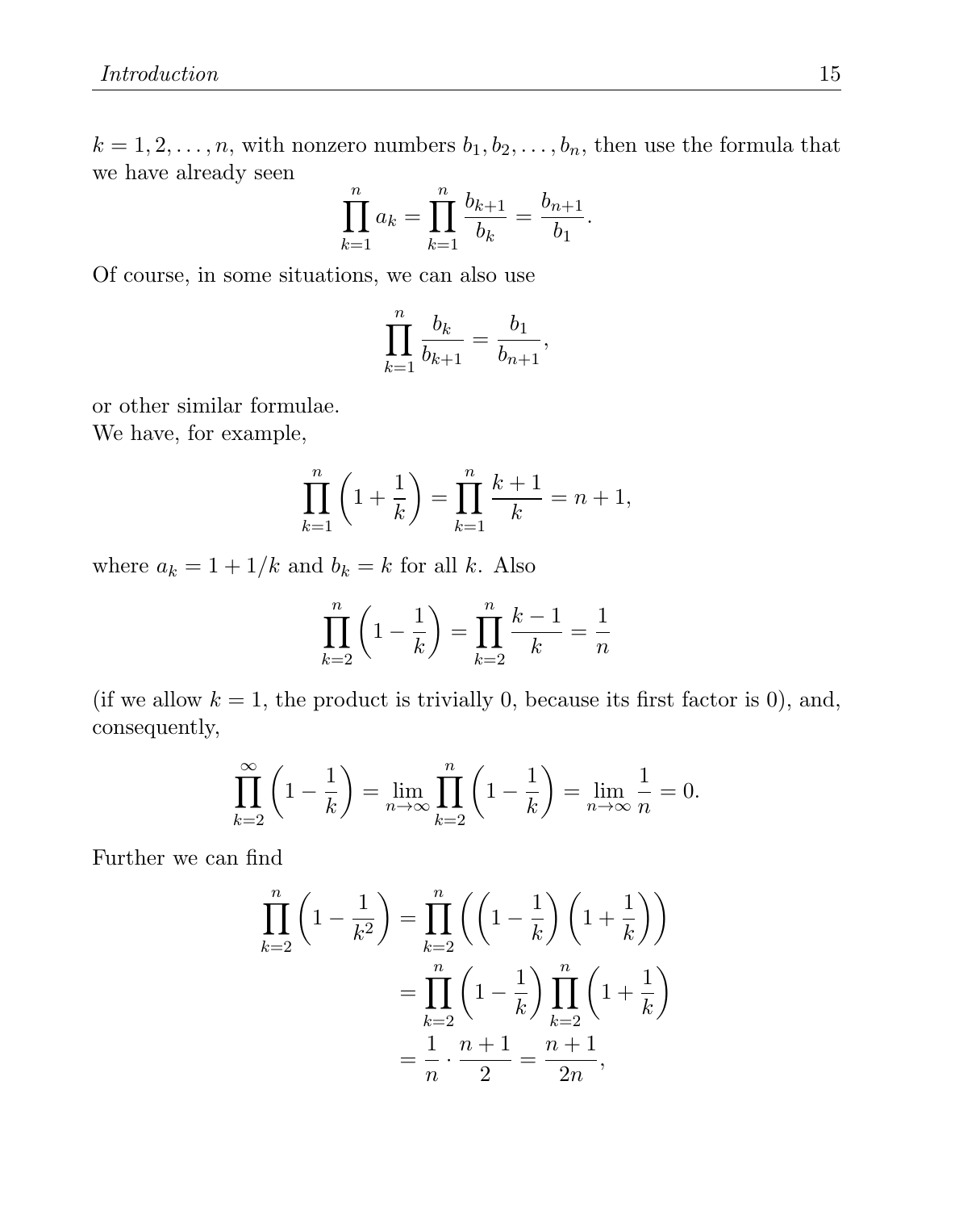$k = 1, 2, \ldots, n$, with nonzero numbers $b_1, b_2, \ldots, b_n$, then use the formula that we have already seen

$$\prod_{k=1}^{n} a_k = \prod_{k=1}^{n} \frac{b_{k+1}}{b_k} = \frac{b_{n+1}}{b_1}.$$

Of course, in some situations, we can also use

$$\prod_{k=1}^{n} \frac{b_k}{b_{k+1}} = \frac{b_1}{b_{n+1}},$$

or other similar formulae.

We have, for example,

$$\prod_{k=1}^{n} \left(1 + \frac{1}{k}\right) = \prod_{k=1}^{n} \frac{k+1}{k} = n + 1,$$

where $a_k = 1 + 1/k$ and $b_k = k$ for all $k$. Also

$$\prod_{k=2}^{n} \left(1 - \frac{1}{k}\right) = \prod_{k=2}^{n} \frac{k-1}{k} = \frac{1}{n}$$

(if we allow $k = 1$, the product is trivially 0, because its first factor is 0), and, consequently,

$$\prod_{k=2}^{\infty} \left(1 - \frac{1}{k}\right) = \lim_{n\to\infty} \prod_{k=2}^{n} \left(1 - \frac{1}{k}\right) = \lim_{n\to\infty} \frac{1}{n} = 0.$$

Further we can find

$$\begin{aligned}
\prod_{k=2}^{n} \left(1 - \frac{1}{k^2}\right) &= \prod_{k=2}^{n} \left(\left(1 - \frac{1}{k}\right)\left(1 + \frac{1}{k}\right)\right) \\
&= \prod_{k=2}^{n} \left(1 - \frac{1}{k}\right) \prod_{k=2}^{n} \left(1 + \frac{1}{k}\right) \\
&= \frac{1}{n} \cdot \frac{n+1}{2} = \frac{n+1}{2n},
\end{aligned}$$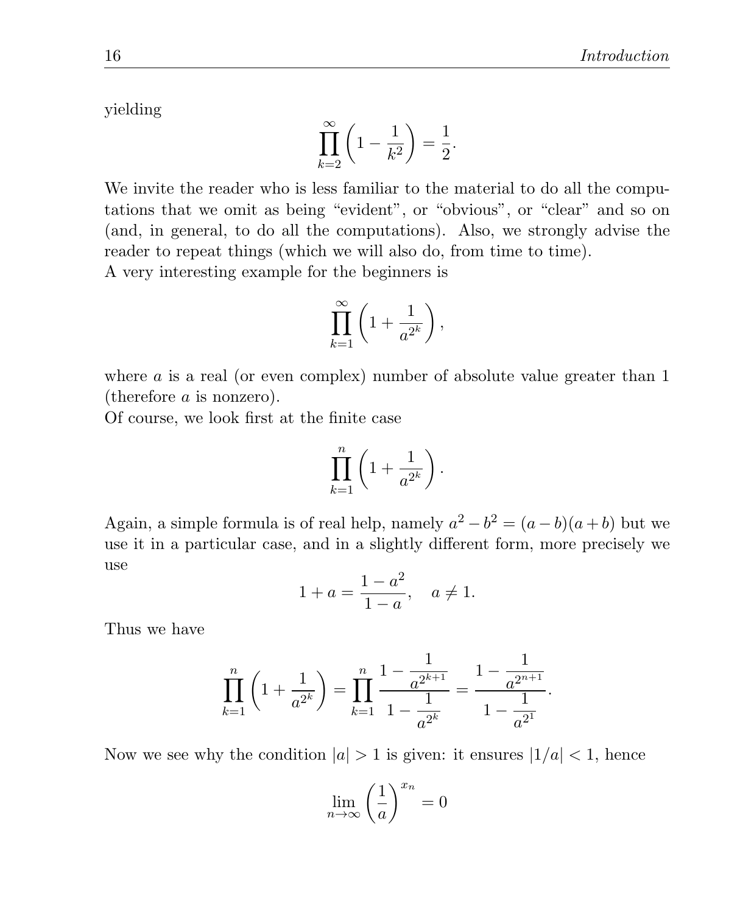yielding

$$\prod_{k=2}^{\infty}\left(1-\frac{1}{k^2}\right)=\frac{1}{2}.$$

We invite the reader who is less familiar to the material to do all the computations that we omit as being "evident", or "obvious", or "clear" and so on (and, in general, to do all the computations). Also, we strongly advise the reader to repeat things (which we will also do, from time to time).

A very interesting example for the beginners is

$$\prod_{k=1}^{\infty}\left(1+\frac{1}{a^{2^k}}\right),$$

where $a$ is a real (or even complex) number of absolute value greater than 1 (therefore $a$ is nonzero).

Of course, we look first at the finite case

$$\prod_{k=1}^{n}\left(1+\frac{1}{a^{2^k}}\right).$$

Again, a simple formula is of real help, namely $a^2-b^2=(a-b)(a+b)$ but we use it in a particular case, and in a slightly different form, more precisely we use

$$1+a=\frac{1-a^2}{1-a}, \quad a \neq 1.$$

Thus we have

$$\prod_{k=1}^{n}\left(1+\frac{1}{a^{2^k}}\right)=\prod_{k=1}^{n}\frac{1-\dfrac{1}{a^{2^{k+1}}}}{1-\dfrac{1}{a^{2^k}}}=\frac{1-\dfrac{1}{a^{2^{n+1}}}}{1-\dfrac{1}{a^{2^1}}}.$$

Now we see why the condition $|a|>1$ is given: it ensures $|1/a|<1$, hence

$$\lim_{n\to\infty}\left(\frac{1}{a}\right)^{x_n}=0$$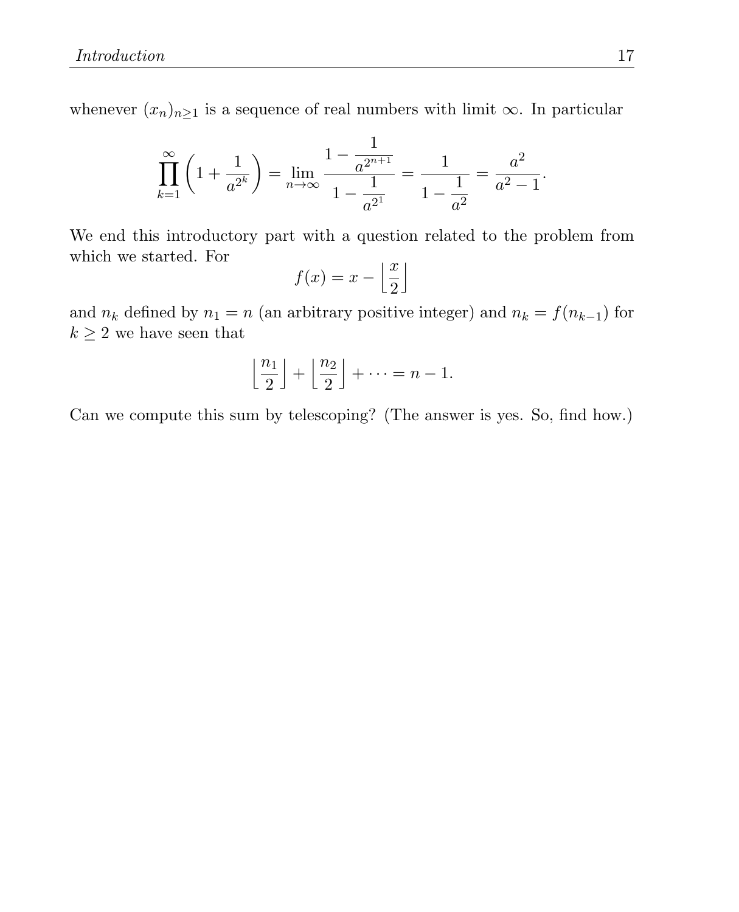whenever $(x_n)_{n\geq 1}$ is a sequence of real numbers with limit $\infty$. In particular

$$\prod_{k=1}^{\infty}\left(1+\frac{1}{a^{2^k}}\right)=\lim_{n\to\infty}\frac{1-\dfrac{1}{a^{2^{n+1}}}}{1-\dfrac{1}{a^{2^1}}}=\frac{1}{1-\dfrac{1}{a^2}}=\frac{a^2}{a^2-1}.$$

We end this introductory part with a question related to the problem from which we started. For

$$f(x)=x-\left\lfloor\frac{x}{2}\right\rfloor$$

and $n_k$ defined by $n_1=n$ (an arbitrary positive integer) and $n_k=f(n_{k-1})$ for $k\geq 2$ we have seen that

$$\left\lfloor\frac{n_1}{2}\right\rfloor+\left\lfloor\frac{n_2}{2}\right\rfloor+\cdots=n-1.$$

Can we compute this sum by telescoping? (The answer is yes. So, find how.)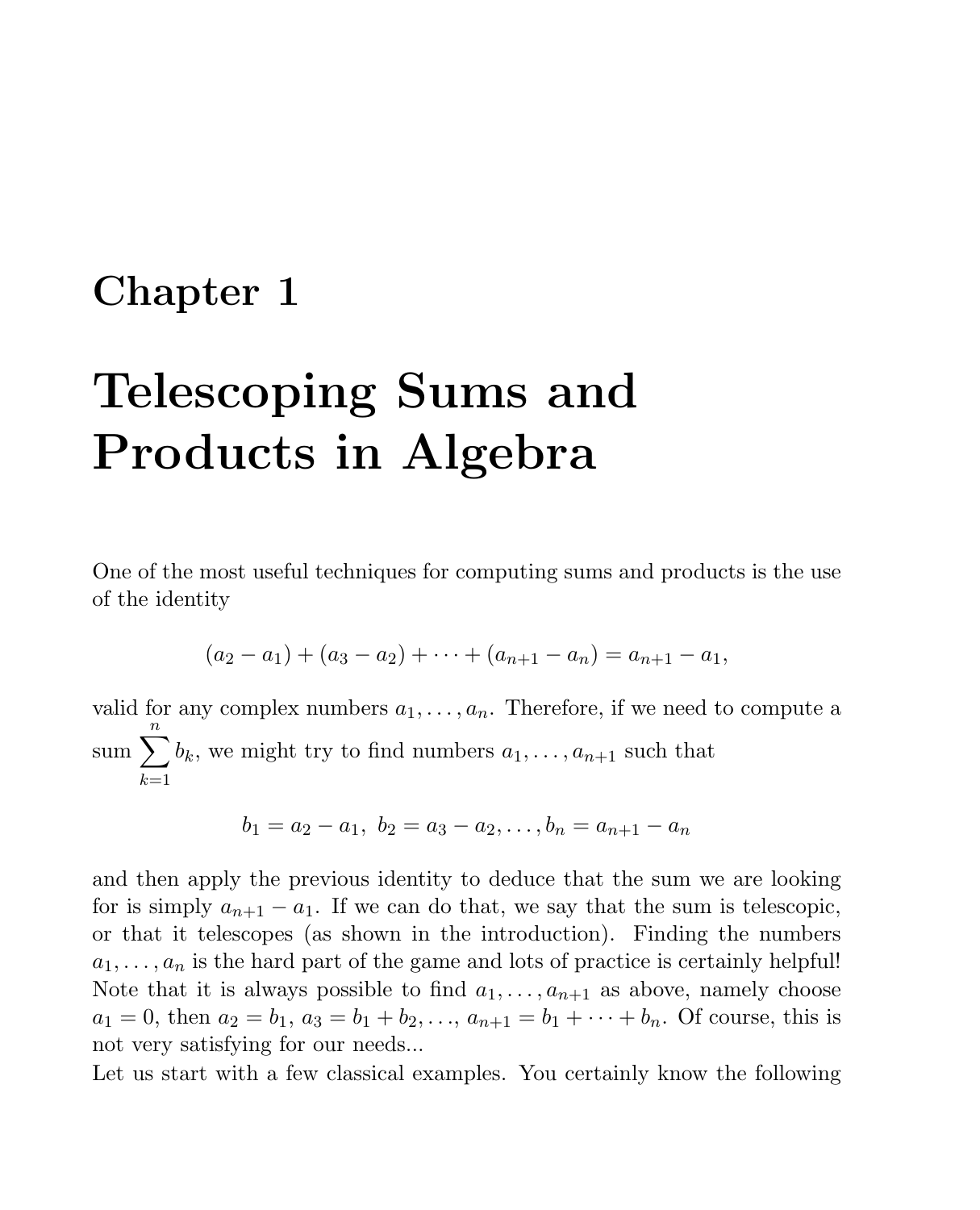# Chapter 1

# Telescoping Sums and Products in Algebra

One of the most useful techniques for computing sums and products is the use of the identity

$$(a_2 - a_1) + (a_3 - a_2) + \cdots + (a_{n+1} - a_n) = a_{n+1} - a_1,$$

valid for any complex numbers $a_1, \ldots, a_n$. Therefore, if we need to compute a sum $\sum_{k=1}^{n} b_k$, we might try to find numbers $a_1, \ldots, a_{n+1}$ such that

$$b_1 = a_2 - a_1,\ b_2 = a_3 - a_2, \ldots, b_n = a_{n+1} - a_n$$

and then apply the previous identity to deduce that the sum we are looking for is simply $a_{n+1} - a_1$. If we can do that, we say that the sum is telescopic, or that it telescopes (as shown in the introduction). Finding the numbers $a_1, \ldots, a_n$ is the hard part of the game and lots of practice is certainly helpful! Note that it is always possible to find $a_1, \ldots, a_{n+1}$ as above, namely choose $a_1 = 0$, then $a_2 = b_1$, $a_3 = b_1 + b_2, \ldots, a_{n+1} = b_1 + \cdots + b_n$. Of course, this is not very satisfying for our needs...

Let us start with a few classical examples. You certainly know the following